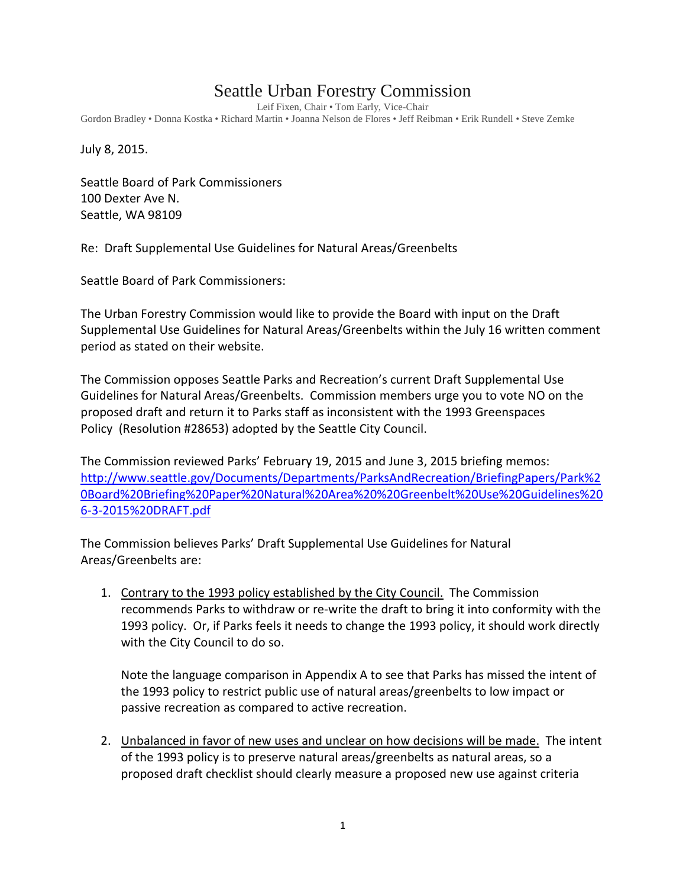# Seattle Urban Forestry Commission

Leif Fixen, Chair • Tom Early, Vice-Chair
Gordon Bradley • Donna Kostka • Richard Martin • Joanna Nelson de Flores • Jeff Reibman • Erik Rundell • Steve Zemke

July 8, 2015.

Seattle Board of Park Commissioners
100 Dexter Ave N.
Seattle, WA 98109

Re: Draft Supplemental Use Guidelines for Natural Areas/Greenbelts

Seattle Board of Park Commissioners:

The Urban Forestry Commission would like to provide the Board with input on the Draft Supplemental Use Guidelines for Natural Areas/Greenbelts within the July 16 written comment period as stated on their website.

The Commission opposes Seattle Parks and Recreation's current Draft Supplemental Use Guidelines for Natural Areas/Greenbelts. Commission members urge you to vote NO on the proposed draft and return it to Parks staff as inconsistent with the 1993 Greenspaces Policy (Resolution #28653) adopted by the Seattle City Council.

The Commission reviewed Parks' February 19, 2015 and June 3, 2015 briefing memos: http://www.seattle.gov/Documents/Departments/ParksAndRecreation/BriefingPapers/Park%20Board%20Briefing%20Paper%20Natural%20Area%20%20Greenbelt%20Use%20Guidelines%206-3-2015%20DRAFT.pdf

The Commission believes Parks' Draft Supplemental Use Guidelines for Natural Areas/Greenbelts are:

1. Contrary to the 1993 policy established by the City Council. The Commission recommends Parks to withdraw or re-write the draft to bring it into conformity with the 1993 policy. Or, if Parks feels it needs to change the 1993 policy, it should work directly with the City Council to do so.

   Note the language comparison in Appendix A to see that Parks has missed the intent of the 1993 policy to restrict public use of natural areas/greenbelts to low impact or passive recreation as compared to active recreation.

2. Unbalanced in favor of new uses and unclear on how decisions will be made. The intent of the 1993 policy is to preserve natural areas/greenbelts as natural areas, so a proposed draft checklist should clearly measure a proposed new use against criteria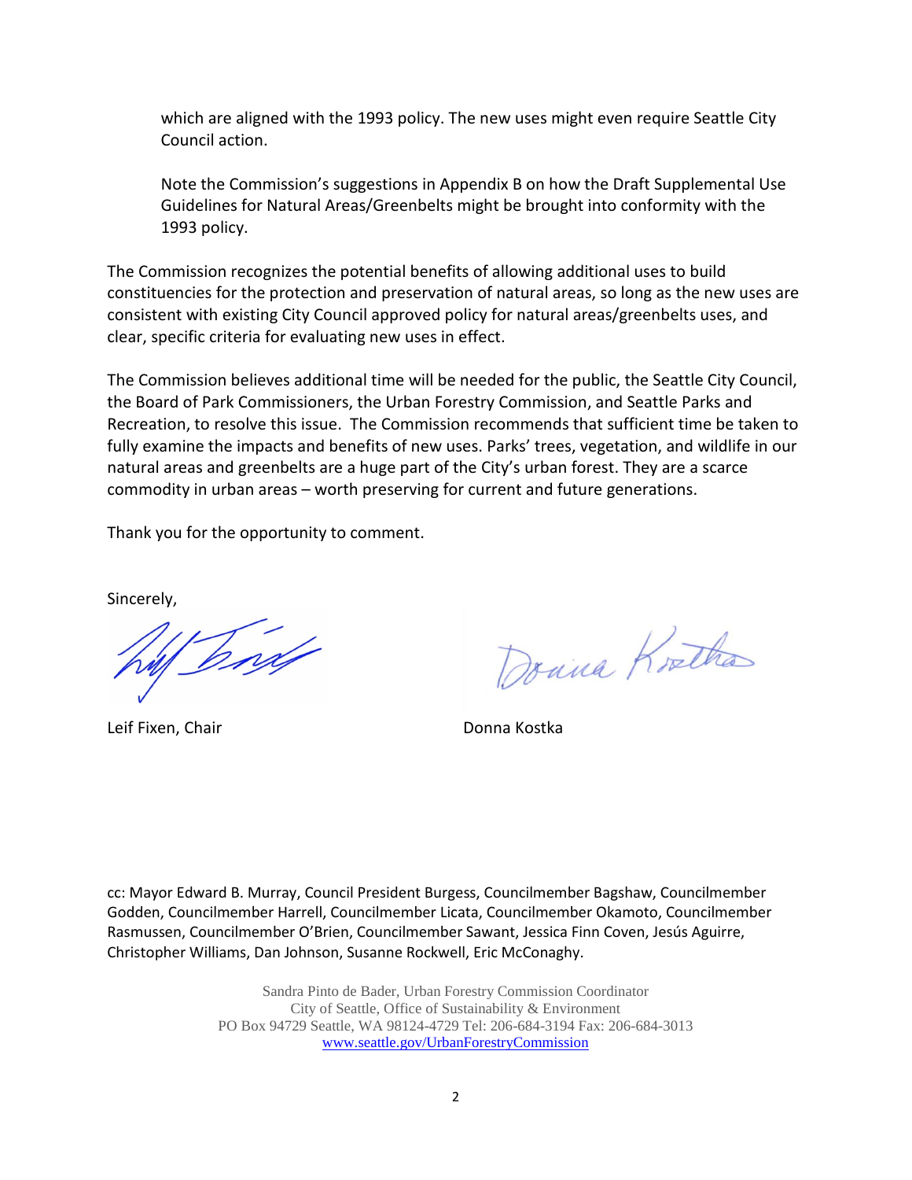which are aligned with the 1993 policy. The new uses might even require Seattle City Council action.

Note the Commission's suggestions in Appendix B on how the Draft Supplemental Use Guidelines for Natural Areas/Greenbelts might be brought into conformity with the 1993 policy.

The Commission recognizes the potential benefits of allowing additional uses to build constituencies for the protection and preservation of natural areas, so long as the new uses are consistent with existing City Council approved policy for natural areas/greenbelts uses, and clear, specific criteria for evaluating new uses in effect.

The Commission believes additional time will be needed for the public, the Seattle City Council, the Board of Park Commissioners, the Urban Forestry Commission, and Seattle Parks and Recreation, to resolve this issue. The Commission recommends that sufficient time be taken to fully examine the impacts and benefits of new uses. Parks' trees, vegetation, and wildlife in our natural areas and greenbelts are a huge part of the City's urban forest. They are a scarce commodity in urban areas – worth preserving for current and future generations.

Thank you for the opportunity to comment.

Sincerely,

Leif Fixen, Chair

Donna Kostka

cc: Mayor Edward B. Murray, Council President Burgess, Councilmember Bagshaw, Councilmember Godden, Councilmember Harrell, Councilmember Licata, Councilmember Okamoto, Councilmember Rasmussen, Councilmember O'Brien, Councilmember Sawant, Jessica Finn Coven, Jesús Aguirre, Christopher Williams, Dan Johnson, Susanne Rockwell, Eric McConaghy.

Sandra Pinto de Bader, Urban Forestry Commission Coordinator
City of Seattle, Office of Sustainability & Environment
PO Box 94729 Seattle, WA 98124-4729 Tel: 206-684-3194 Fax: 206-684-3013
www.seattle.gov/UrbanForestryCommission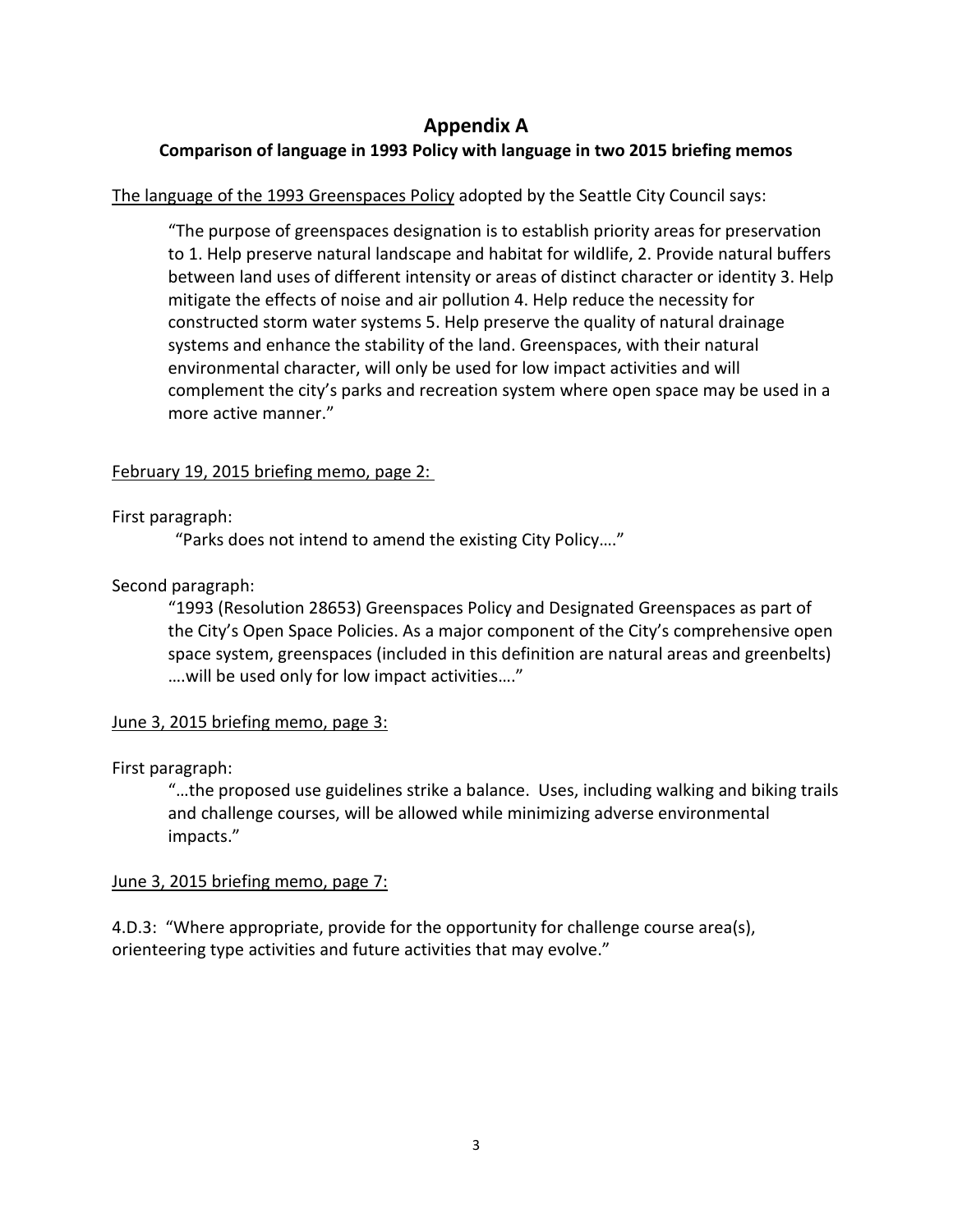# Appendix A

## Comparison of language in 1993 Policy with language in two 2015 briefing memos

The language of the 1993 Greenspaces Policy adopted by the Seattle City Council says:

> "The purpose of greenspaces designation is to establish priority areas for preservation to 1. Help preserve natural landscape and habitat for wildlife, 2. Provide natural buffers between land uses of different intensity or areas of distinct character or identity 3. Help mitigate the effects of noise and air pollution 4. Help reduce the necessity for constructed storm water systems 5. Help preserve the quality of natural drainage systems and enhance the stability of the land. Greenspaces, with their natural environmental character, will only be used for low impact activities and will complement the city's parks and recreation system where open space may be used in a more active manner."

February 19, 2015 briefing memo, page 2:

First paragraph:

> "Parks does not intend to amend the existing City Policy…."

Second paragraph:

> "1993 (Resolution 28653) Greenspaces Policy and Designated Greenspaces as part of the City's Open Space Policies. As a major component of the City's comprehensive open space system, greenspaces (included in this definition are natural areas and greenbelts) ….will be used only for low impact activities…."

June 3, 2015 briefing memo, page 3:

First paragraph:

> "…the proposed use guidelines strike a balance. Uses, including walking and biking trails and challenge courses, will be allowed while minimizing adverse environmental impacts."

June 3, 2015 briefing memo, page 7:

4.D.3: "Where appropriate, provide for the opportunity for challenge course area(s), orienteering type activities and future activities that may evolve."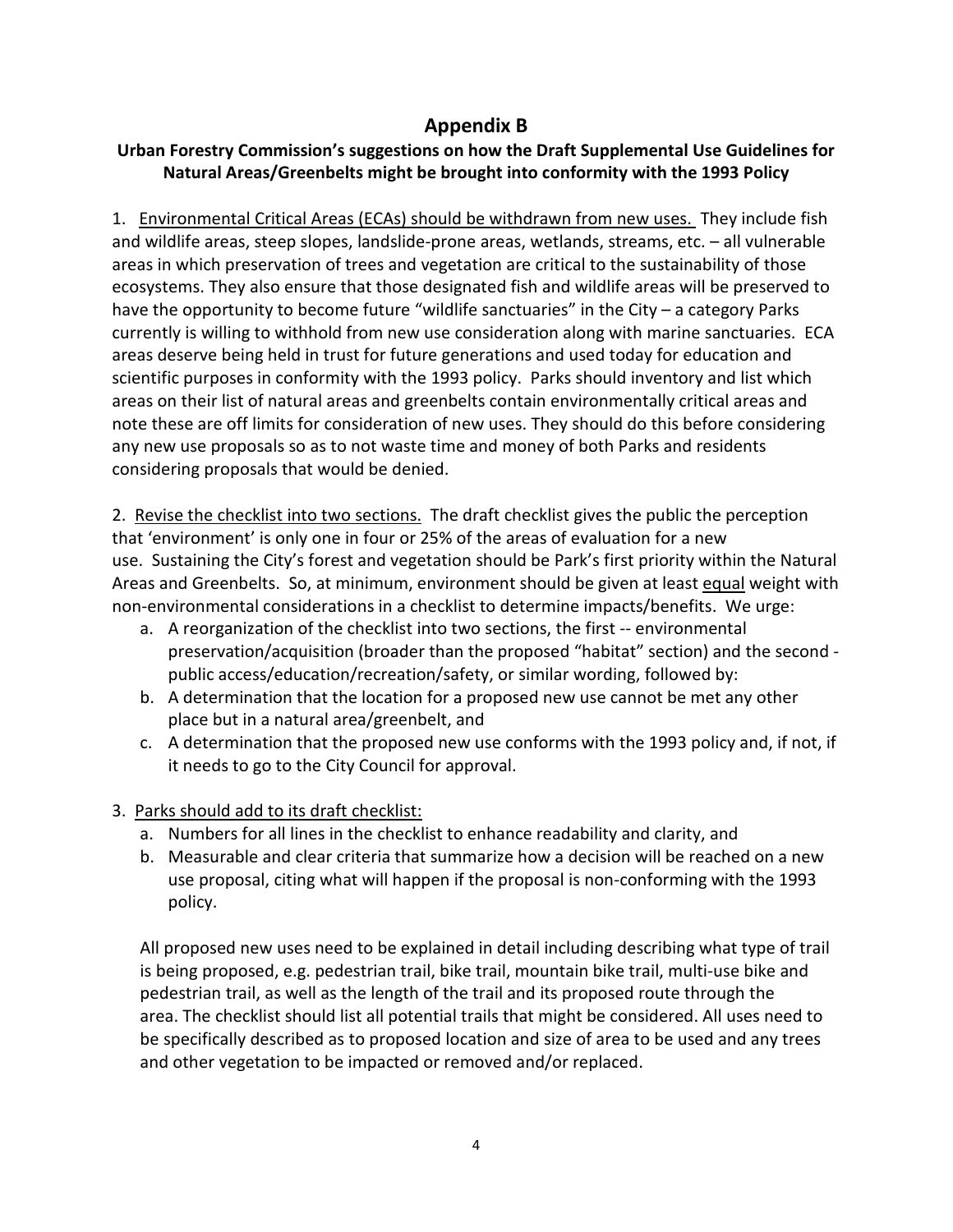# Appendix B

## Urban Forestry Commission's suggestions on how the Draft Supplemental Use Guidelines for Natural Areas/Greenbelts might be brought into conformity with the 1993 Policy

1. <u>Environmental Critical Areas (ECAs) should be withdrawn from new uses.</u> They include fish and wildlife areas, steep slopes, landslide-prone areas, wetlands, streams, etc. – all vulnerable areas in which preservation of trees and vegetation are critical to the sustainability of those ecosystems. They also ensure that those designated fish and wildlife areas will be preserved to have the opportunity to become future "wildlife sanctuaries" in the City – a category Parks currently is willing to withhold from new use consideration along with marine sanctuaries. ECA areas deserve being held in trust for future generations and used today for education and scientific purposes in conformity with the 1993 policy. Parks should inventory and list which areas on their list of natural areas and greenbelts contain environmentally critical areas and note these are off limits for consideration of new uses. They should do this before considering any new use proposals so as to not waste time and money of both Parks and residents considering proposals that would be denied.

2. <u>Revise the checklist into two sections.</u> The draft checklist gives the public the perception that 'environment' is only one in four or 25% of the areas of evaluation for a new use. Sustaining the City's forest and vegetation should be Park's first priority within the Natural Areas and Greenbelts. So, at minimum, environment should be given at least <u>equal</u> weight with non-environmental considerations in a checklist to determine impacts/benefits. We urge:
   a. A reorganization of the checklist into two sections, the first -- environmental preservation/acquisition (broader than the proposed "habitat" section) and the second - public access/education/recreation/safety, or similar wording, followed by:
   b. A determination that the location for a proposed new use cannot be met any other place but in a natural area/greenbelt, and
   c. A determination that the proposed new use conforms with the 1993 policy and, if not, if it needs to go to the City Council for approval.

3. <u>Parks should add to its draft checklist:</u>
   a. Numbers for all lines in the checklist to enhance readability and clarity, and
   b. Measurable and clear criteria that summarize how a decision will be reached on a new use proposal, citing what will happen if the proposal is non-conforming with the 1993 policy.

   All proposed new uses need to be explained in detail including describing what type of trail is being proposed, e.g. pedestrian trail, bike trail, mountain bike trail, multi-use bike and pedestrian trail, as well as the length of the trail and its proposed route through the area. The checklist should list all potential trails that might be considered. All uses need to be specifically described as to proposed location and size of area to be used and any trees and other vegetation to be impacted or removed and/or replaced.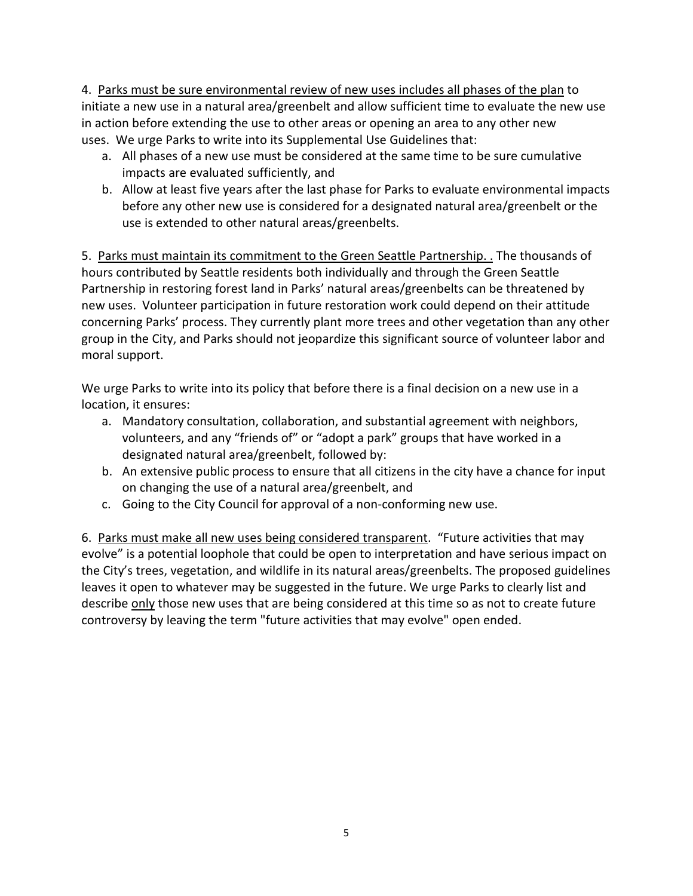4. <u>Parks must be sure environmental review of new uses includes all phases of the plan</u> to initiate a new use in a natural area/greenbelt and allow sufficient time to evaluate the new use in action before extending the use to other areas or opening an area to any other new uses. We urge Parks to write into its Supplemental Use Guidelines that:

   a. All phases of a new use must be considered at the same time to be sure cumulative impacts are evaluated sufficiently, and
   b. Allow at least five years after the last phase for Parks to evaluate environmental impacts before any other new use is considered for a designated natural area/greenbelt or the use is extended to other natural areas/greenbelts.

5. <u>Parks must maintain its commitment to the Green Seattle Partnership. .</u> The thousands of hours contributed by Seattle residents both individually and through the Green Seattle Partnership in restoring forest land in Parks' natural areas/greenbelts can be threatened by new uses. Volunteer participation in future restoration work could depend on their attitude concerning Parks' process. They currently plant more trees and other vegetation than any other group in the City, and Parks should not jeopardize this significant source of volunteer labor and moral support.

We urge Parks to write into its policy that before there is a final decision on a new use in a location, it ensures:

   a. Mandatory consultation, collaboration, and substantial agreement with neighbors, volunteers, and any "friends of" or "adopt a park" groups that have worked in a designated natural area/greenbelt, followed by:
   b. An extensive public process to ensure that all citizens in the city have a chance for input on changing the use of a natural area/greenbelt, and
   c. Going to the City Council for approval of a non-conforming new use.

6. <u>Parks must make all new uses being considered transparent</u>. "Future activities that may evolve" is a potential loophole that could be open to interpretation and have serious impact on the City's trees, vegetation, and wildlife in its natural areas/greenbelts. The proposed guidelines leaves it open to whatever may be suggested in the future. We urge Parks to clearly list and describe <u>only</u> those new uses that are being considered at this time so as not to create future controversy by leaving the term "future activities that may evolve" open ended.